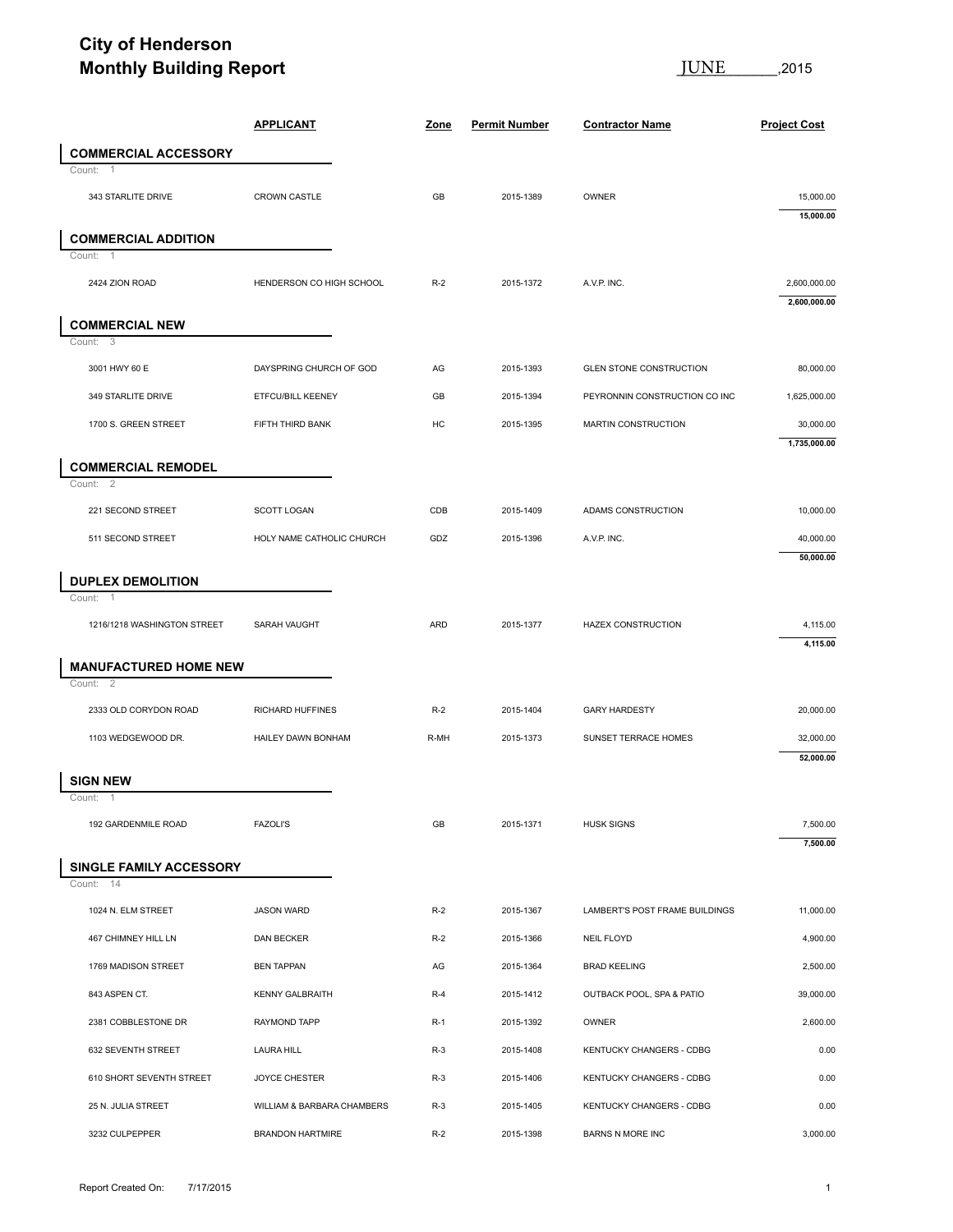# City of Henderson
## Monthly Building Report

JUNE ,2015

| | APPLICANT | Zone | Permit Number | Contractor Name | Project Cost |
|---|---|---|---|---|---|
| **COMMERCIAL ACCESSORY** | | | | | |
| Count: 1 | | | | | |
| 343 STARLITE DRIVE | CROWN CASTLE | GB | 2015-1389 | OWNER | 15,000.00 |
| | | | | | **15,000.00** |
| **COMMERCIAL ADDITION** | | | | | |
| Count: 1 | | | | | |
| 2424 ZION ROAD | HENDERSON CO HIGH SCHOOL | R-2 | 2015-1372 | A.V.P. INC. | 2,600,000.00 |
| | | | | | **2,600,000.00** |
| **COMMERCIAL NEW** | | | | | |
| Count: 3 | | | | | |
| 3001 HWY 60 E | DAYSPRING CHURCH OF GOD | AG | 2015-1393 | GLEN STONE CONSTRUCTION | 80,000.00 |
| 349 STARLITE DRIVE | ETFCU/BILL KEENEY | GB | 2015-1394 | PEYRONNIN CONSTRUCTION CO INC | 1,625,000.00 |
| 1700 S. GREEN STREET | FIFTH THIRD BANK | HC | 2015-1395 | MARTIN CONSTRUCTION | 30,000.00 |
| | | | | | **1,735,000.00** |
| **COMMERCIAL REMODEL** | | | | | |
| Count: 2 | | | | | |
| 221 SECOND STREET | SCOTT LOGAN | CDB | 2015-1409 | ADAMS CONSTRUCTION | 10,000.00 |
| 511 SECOND STREET | HOLY NAME CATHOLIC CHURCH | GDZ | 2015-1396 | A.V.P. INC. | 40,000.00 |
| | | | | | **50,000.00** |
| **DUPLEX DEMOLITION** | | | | | |
| Count: 1 | | | | | |
| 1216/1218 WASHINGTON STREET | SARAH VAUGHT | ARD | 2015-1377 | HAZEX CONSTRUCTION | 4,115.00 |
| | | | | | **4,115.00** |
| **MANUFACTURED HOME NEW** | | | | | |
| Count: 2 | | | | | |
| 2333 OLD CORYDON ROAD | RICHARD HUFFINES | R-2 | 2015-1404 | GARY HARDESTY | 20,000.00 |
| 1103 WEDGEWOOD DR. | HAILEY DAWN BONHAM | R-MH | 2015-1373 | SUNSET TERRACE HOMES | 32,000.00 |
| | | | | | **52,000.00** |
| **SIGN NEW** | | | | | |
| Count: 1 | | | | | |
| 192 GARDENMILE ROAD | FAZOLI'S | GB | 2015-1371 | HUSK SIGNS | 7,500.00 |
| | | | | | **7,500.00** |
| **SINGLE FAMILY ACCESSORY** | | | | | |
| Count: 14 | | | | | |
| 1024 N. ELM STREET | JASON WARD | R-2 | 2015-1367 | LAMBERT'S POST FRAME BUILDINGS | 11,000.00 |
| 467 CHIMNEY HILL LN | DAN BECKER | R-2 | 2015-1366 | NEIL FLOYD | 4,900.00 |
| 1769 MADISON STREET | BEN TAPPAN | AG | 2015-1364 | BRAD KEELING | 2,500.00 |
| 843 ASPEN CT. | KENNY GALBRAITH | R-4 | 2015-1412 | OUTBACK POOL, SPA & PATIO | 39,000.00 |
| 2381 COBBLESTONE DR | RAYMOND TAPP | R-1 | 2015-1392 | OWNER | 2,600.00 |
| 632 SEVENTH STREET | LAURA HILL | R-3 | 2015-1408 | KENTUCKY CHANGERS - CDBG | 0.00 |
| 610 SHORT SEVENTH STREET | JOYCE CHESTER | R-3 | 2015-1406 | KENTUCKY CHANGERS - CDBG | 0.00 |
| 25 N. JULIA STREET | WILLIAM & BARBARA CHAMBERS | R-3 | 2015-1405 | KENTUCKY CHANGERS - CDBG | 0.00 |
| 3232 CULPEPPER | BRANDON HARTMIRE | R-2 | 2015-1398 | BARNS N MORE INC | 3,000.00 |

Report Created On: 7/17/2015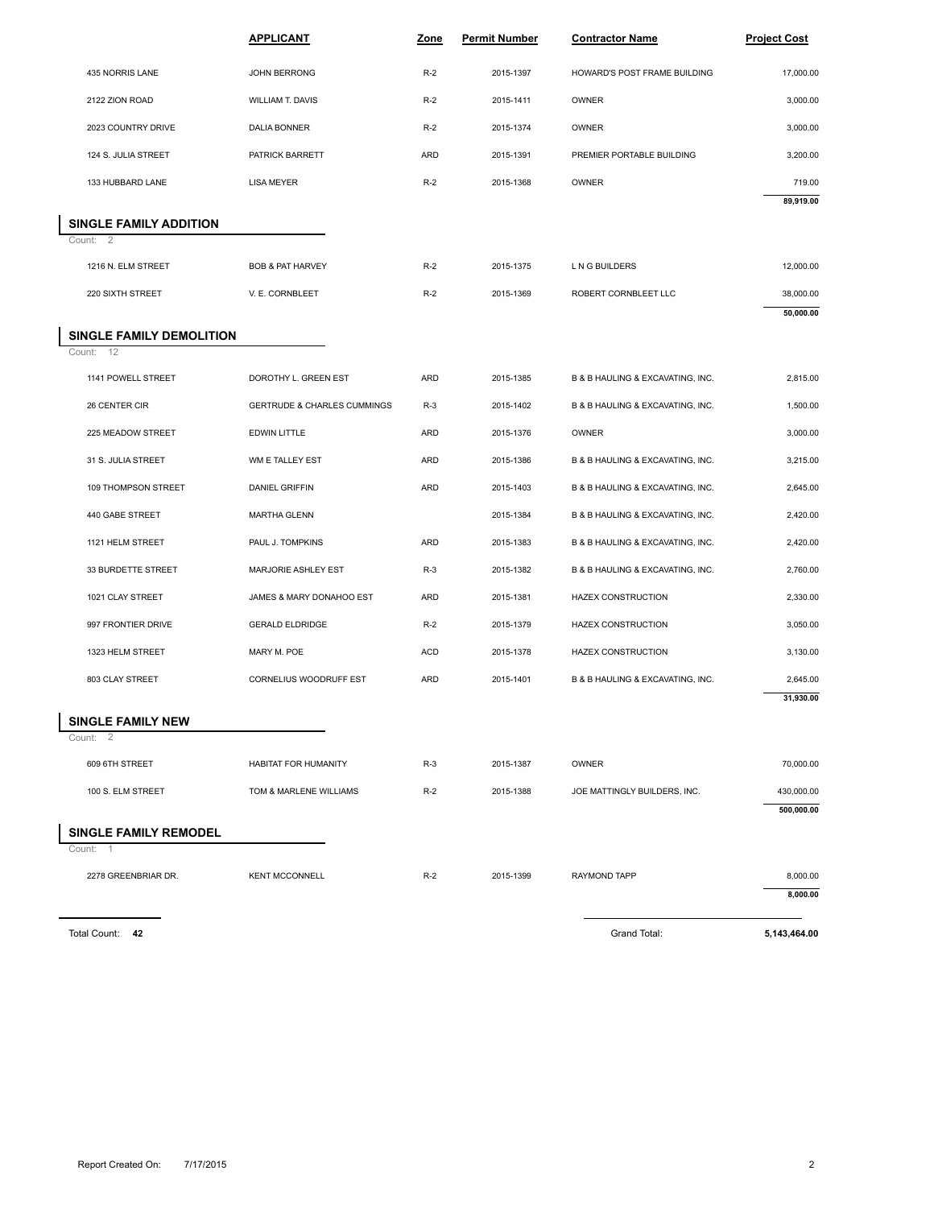| | APPLICANT | Zone | Permit Number | Contractor Name | Project Cost |
|---|---|---|---|---|---|
| 435 NORRIS LANE | JOHN BERRONG | R-2 | 2015-1397 | HOWARD'S POST FRAME BUILDING | 17,000.00 |
| 2122 ZION ROAD | WILLIAM T. DAVIS | R-2 | 2015-1411 | OWNER | 3,000.00 |
| 2023 COUNTRY DRIVE | DALIA BONNER | R-2 | 2015-1374 | OWNER | 3,000.00 |
| 124 S. JULIA STREET | PATRICK BARRETT | ARD | 2015-1391 | PREMIER PORTABLE BUILDING | 3,200.00 |
| 133 HUBBARD LANE | LISA MEYER | R-2 | 2015-1368 | OWNER | 719.00 |
| | | | | | **89,919.00** |

## SINGLE FAMILY ADDITION

Count: 2

| | | | | | |
|---|---|---|---|---|---|
| 1216 N. ELM STREET | BOB & PAT HARVEY | R-2 | 2015-1375 | L N G BUILDERS | 12,000.00 |
| 220 SIXTH STREET | V. E. CORNBLEET | R-2 | 2015-1369 | ROBERT CORNBLEET LLC | 38,000.00 |
| | | | | | **50,000.00** |

## SINGLE FAMILY DEMOLITION

Count: 12

| | | | | | |
|---|---|---|---|---|---|
| 1141 POWELL STREET | DOROTHY L. GREEN EST | ARD | 2015-1385 | B & B HAULING & EXCAVATING, INC. | 2,815.00 |
| 26 CENTER CIR | GERTRUDE & CHARLES CUMMINGS | R-3 | 2015-1402 | B & B HAULING & EXCAVATING, INC. | 1,500.00 |
| 225 MEADOW STREET | EDWIN LITTLE | ARD | 2015-1376 | OWNER | 3,000.00 |
| 31 S. JULIA STREET | WM E TALLEY EST | ARD | 2015-1386 | B & B HAULING & EXCAVATING, INC. | 3,215.00 |
| 109 THOMPSON STREET | DANIEL GRIFFIN | ARD | 2015-1403 | B & B HAULING & EXCAVATING, INC. | 2,645.00 |
| 440 GABE STREET | MARTHA GLENN | | 2015-1384 | B & B HAULING & EXCAVATING, INC. | 2,420.00 |
| 1121 HELM STREET | PAUL J. TOMPKINS | ARD | 2015-1383 | B & B HAULING & EXCAVATING, INC. | 2,420.00 |
| 33 BURDETTE STREET | MARJORIE ASHLEY EST | R-3 | 2015-1382 | B & B HAULING & EXCAVATING, INC. | 2,760.00 |
| 1021 CLAY STREET | JAMES & MARY DONAHOO EST | ARD | 2015-1381 | HAZEX CONSTRUCTION | 2,330.00 |
| 997 FRONTIER DRIVE | GERALD ELDRIDGE | R-2 | 2015-1379 | HAZEX CONSTRUCTION | 3,050.00 |
| 1323 HELM STREET | MARY M. POE | ACD | 2015-1378 | HAZEX CONSTRUCTION | 3,130.00 |
| 803 CLAY STREET | CORNELIUS WOODRUFF EST | ARD | 2015-1401 | B & B HAULING & EXCAVATING, INC. | 2,645.00 |
| | | | | | **31,930.00** |

## SINGLE FAMILY NEW

Count: 2

| | | | | | |
|---|---|---|---|---|---|
| 609 6TH STREET | HABITAT FOR HUMANITY | R-3 | 2015-1387 | OWNER | 70,000.00 |
| 100 S. ELM STREET | TOM & MARLENE WILLIAMS | R-2 | 2015-1388 | JOE MATTINGLY BUILDERS, INC. | 430,000.00 |
| | | | | | **500,000.00** |

## SINGLE FAMILY REMODEL

Count: 1

| | | | | | |
|---|---|---|---|---|---|
| 2278 GREENBRIAR DR. | KENT MCCONNELL | R-2 | 2015-1399 | RAYMOND TAPP | 8,000.00 |
| | | | | | **8,000.00** |

Total Count: **42**

Grand Total: **5,143,464.00**

Report Created On: 7/17/2015